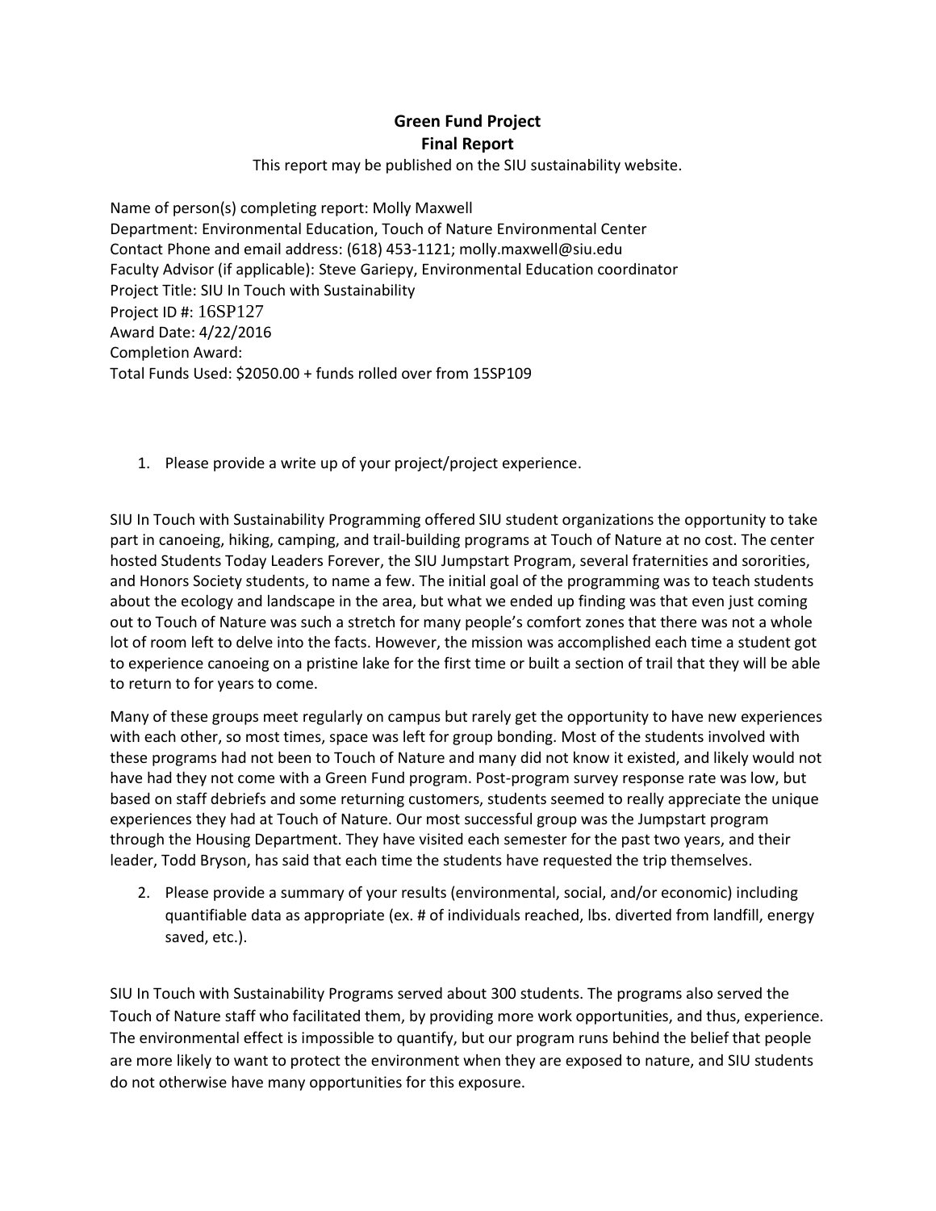# Green Fund Project
## Final Report

This report may be published on the SIU sustainability website.

Name of person(s) completing report: Molly Maxwell
Department: Environmental Education, Touch of Nature Environmental Center
Contact Phone and email address: (618) 453-1121; molly.maxwell@siu.edu
Faculty Advisor (if applicable): Steve Gariepy, Environmental Education coordinator
Project Title: SIU In Touch with Sustainability
Project ID #: 16SP127
Award Date: 4/22/2016
Completion Award:
Total Funds Used: $2050.00 + funds rolled over from 15SP109

1. Please provide a write up of your project/project experience.

SIU In Touch with Sustainability Programming offered SIU student organizations the opportunity to take part in canoeing, hiking, camping, and trail-building programs at Touch of Nature at no cost. The center hosted Students Today Leaders Forever, the SIU Jumpstart Program, several fraternities and sororities, and Honors Society students, to name a few. The initial goal of the programming was to teach students about the ecology and landscape in the area, but what we ended up finding was that even just coming out to Touch of Nature was such a stretch for many people's comfort zones that there was not a whole lot of room left to delve into the facts. However, the mission was accomplished each time a student got to experience canoeing on a pristine lake for the first time or built a section of trail that they will be able to return to for years to come.

Many of these groups meet regularly on campus but rarely get the opportunity to have new experiences with each other, so most times, space was left for group bonding. Most of the students involved with these programs had not been to Touch of Nature and many did not know it existed, and likely would not have had they not come with a Green Fund program. Post-program survey response rate was low, but based on staff debriefs and some returning customers, students seemed to really appreciate the unique experiences they had at Touch of Nature. Our most successful group was the Jumpstart program through the Housing Department. They have visited each semester for the past two years, and their leader, Todd Bryson, has said that each time the students have requested the trip themselves.

2. Please provide a summary of your results (environmental, social, and/or economic) including quantifiable data as appropriate (ex. # of individuals reached, lbs. diverted from landfill, energy saved, etc.).

SIU In Touch with Sustainability Programs served about 300 students. The programs also served the Touch of Nature staff who facilitated them, by providing more work opportunities, and thus, experience. The environmental effect is impossible to quantify, but our program runs behind the belief that people are more likely to want to protect the environment when they are exposed to nature, and SIU students do not otherwise have many opportunities for this exposure.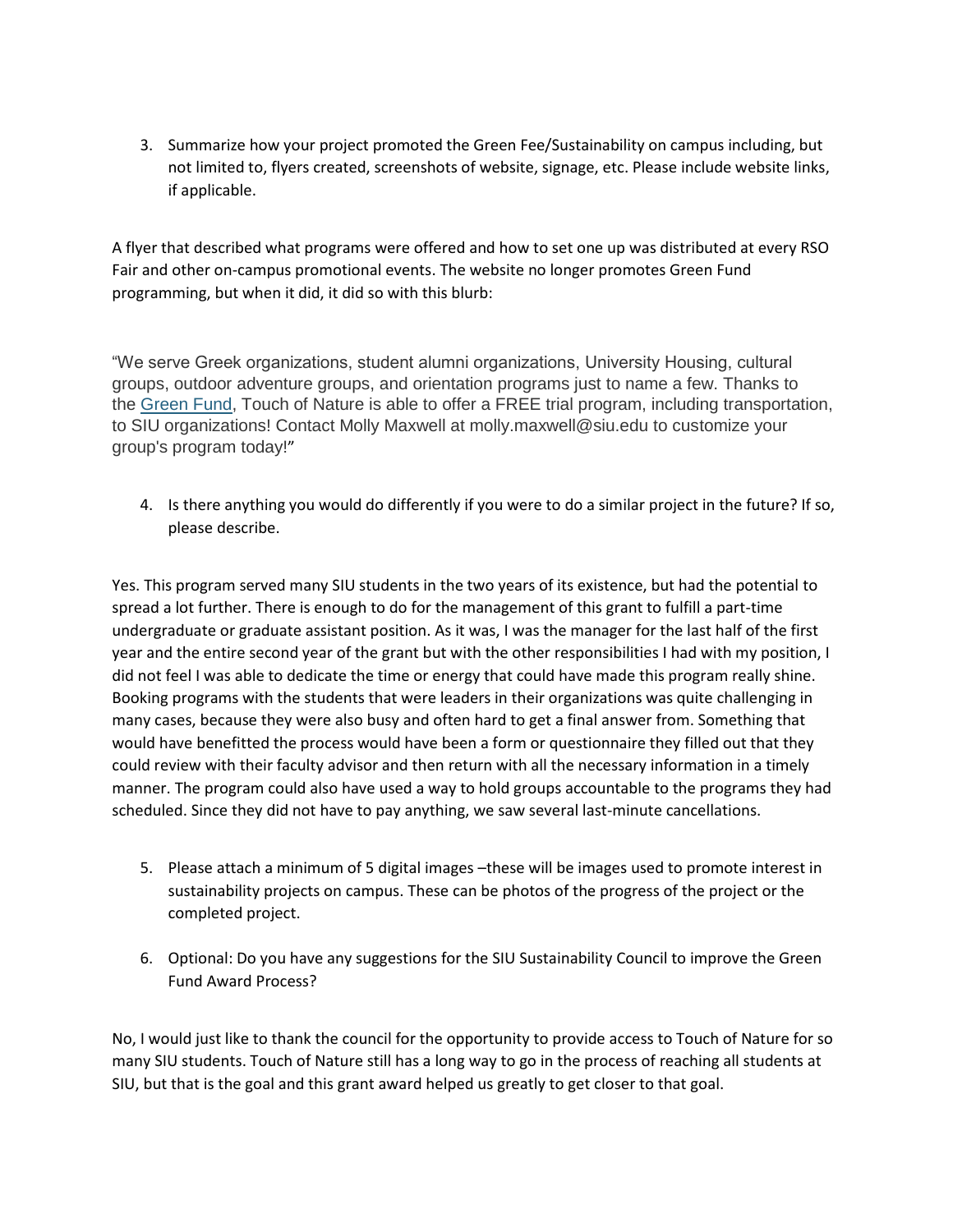3. Summarize how your project promoted the Green Fee/Sustainability on campus including, but not limited to, flyers created, screenshots of website, signage, etc. Please include website links, if applicable.

A flyer that described what programs were offered and how to set one up was distributed at every RSO Fair and other on-campus promotional events. The website no longer promotes Green Fund programming, but when it did, it did so with this blurb:

"We serve Greek organizations, student alumni organizations, University Housing, cultural groups, outdoor adventure groups, and orientation programs just to name a few. Thanks to the Green Fund, Touch of Nature is able to offer a FREE trial program, including transportation, to SIU organizations! Contact Molly Maxwell at molly.maxwell@siu.edu to customize your group's program today!"

4. Is there anything you would do differently if you were to do a similar project in the future? If so, please describe.

Yes. This program served many SIU students in the two years of its existence, but had the potential to spread a lot further. There is enough to do for the management of this grant to fulfill a part-time undergraduate or graduate assistant position. As it was, I was the manager for the last half of the first year and the entire second year of the grant but with the other responsibilities I had with my position, I did not feel I was able to dedicate the time or energy that could have made this program really shine. Booking programs with the students that were leaders in their organizations was quite challenging in many cases, because they were also busy and often hard to get a final answer from. Something that would have benefitted the process would have been a form or questionnaire they filled out that they could review with their faculty advisor and then return with all the necessary information in a timely manner. The program could also have used a way to hold groups accountable to the programs they had scheduled. Since they did not have to pay anything, we saw several last-minute cancellations.

5. Please attach a minimum of 5 digital images –these will be images used to promote interest in sustainability projects on campus. These can be photos of the progress of the project or the completed project.

6. Optional: Do you have any suggestions for the SIU Sustainability Council to improve the Green Fund Award Process?

No, I would just like to thank the council for the opportunity to provide access to Touch of Nature for so many SIU students. Touch of Nature still has a long way to go in the process of reaching all students at SIU, but that is the goal and this grant award helped us greatly to get closer to that goal.